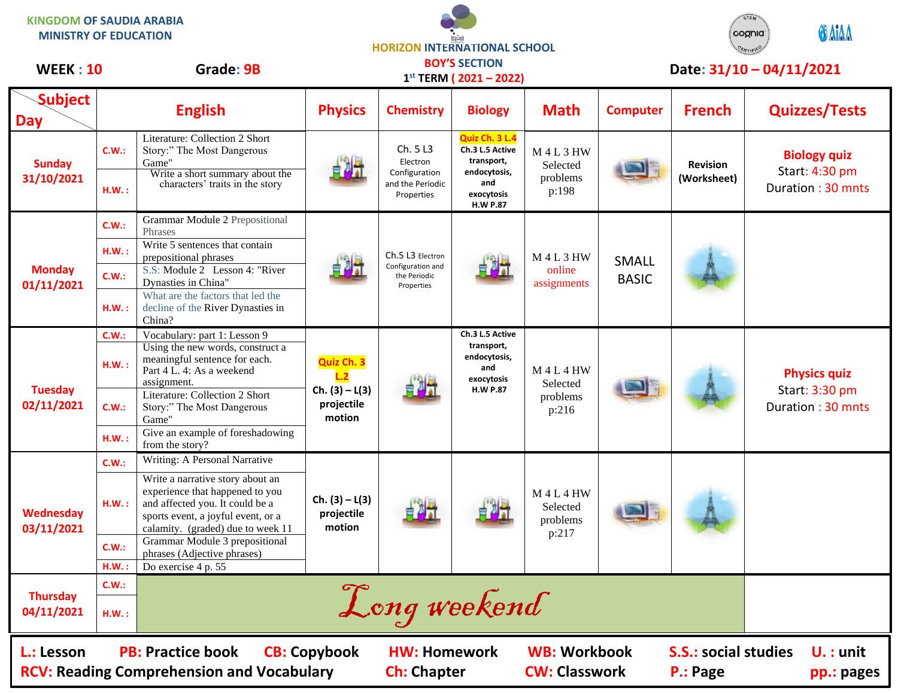KINGDOM OF SAUDIA ARABIA
MINISTRY OF EDUCATION

HORIZON INTERNATIONAL SCHOOL
BOY'S SECTION
1st TERM ( 2021 – 2022)

**WEEK : 10** **Grade: 9B** **Date: 31/10 – 04/11/2021**

| Day / Subject | | English | Physics | Chemistry | Biology | Math | Computer | French | Quizzes/Tests |
|---|---|---|---|---|---|---|---|---|---|
| **Sunday 31/10/2021** | C.W.: | Literature: Collection 2 Short Story:" The Most Dangerous Game" | | Ch. 5 L3 Electron Configuration and the Periodic Properties | **Quiz Ch. 3 L.4** **Ch.3 L.5 Active transport, endocytosis, and exocytosis H.W P.87** | M 4 L 3 HW Selected problems p:198 | | **Revision (Worksheet)** | **Biology quiz** Start: 4:30 pm Duration : 30 mnts |
| | H.W. : | Write a short summary about the characters' traits in the story | | | | | | | |
| **Monday 01/11/2021** | C.W.: | Grammar Module 2 Prepositional Phrases | | Ch.5 L3 Electron Configuration and the Periodic Properties | | M 4 L 3 HW online assignments | SMALL BASIC | | |
| | H.W. : | Write 5 sentences that contain prepositional phrases | | | | | | | |
| | C.W.: | S.S: Module 2 Lesson 4: "River Dynasties in China" | | | | | | | |
| | H.W. : | What are the factors that led the decline of the River Dynasties in China? | | | | | | | |
| **Tuesday 02/11/2021** | C.W.: | Vocabulary: part 1: Lesson 9 | **Quiz Ch. 3 L.2** **Ch. (3) – L(3) projectile motion** | | **Ch.3 L.5 Active transport, endocytosis, and exocytosis H.W P.87** | M 4 L 4 HW Selected problems p:216 | | | **Physics quiz** Start: 3:30 pm Duration : 30 mnts |
| | H.W. : | Using the new words, construct a meaningful sentence for each. Part 4 L. 4: As a weekend assignment. | | | | | | | |
| | C.W.: | Literature: Collection 2 Short Story:" The Most Dangerous Game" | | | | | | | |
| | H.W. : | Give an example of foreshadowing from the story? | | | | | | | |
| **Wednesday 03/11/2021** | C.W.: | Writing: A Personal Narrative | **Ch. (3) – L(3) projectile motion** | | | M 4 L 4 HW Selected problems p:217 | | | |
| | H.W. : | Write a narrative story about an experience that happened to you and affected you. It could be a sports event, a joyful event, or a calamity. (graded) due to week 11 | | | | | | | |
| | C.W.: | Grammar Module 3 prepositional phrases (Adjective phrases) | | | | | | | |
| | H.W. : | Do exercise 4 p. 55 | | | | | | | |
| **Thursday 04/11/2021** | C.W.: | *Long weekend* | | | | | | | |
| | H.W. : | | | | | | | | |

**L.: Lesson** **PB: Practice book** **CB: Copybook** **HW: Homework** **WB: Workbook** **S.S.: social studies** **U. : unit**
**RCV: Reading Comprehension and Vocabulary** **Ch: Chapter** **CW: Classwork** **P.: Page** **pp.: pages**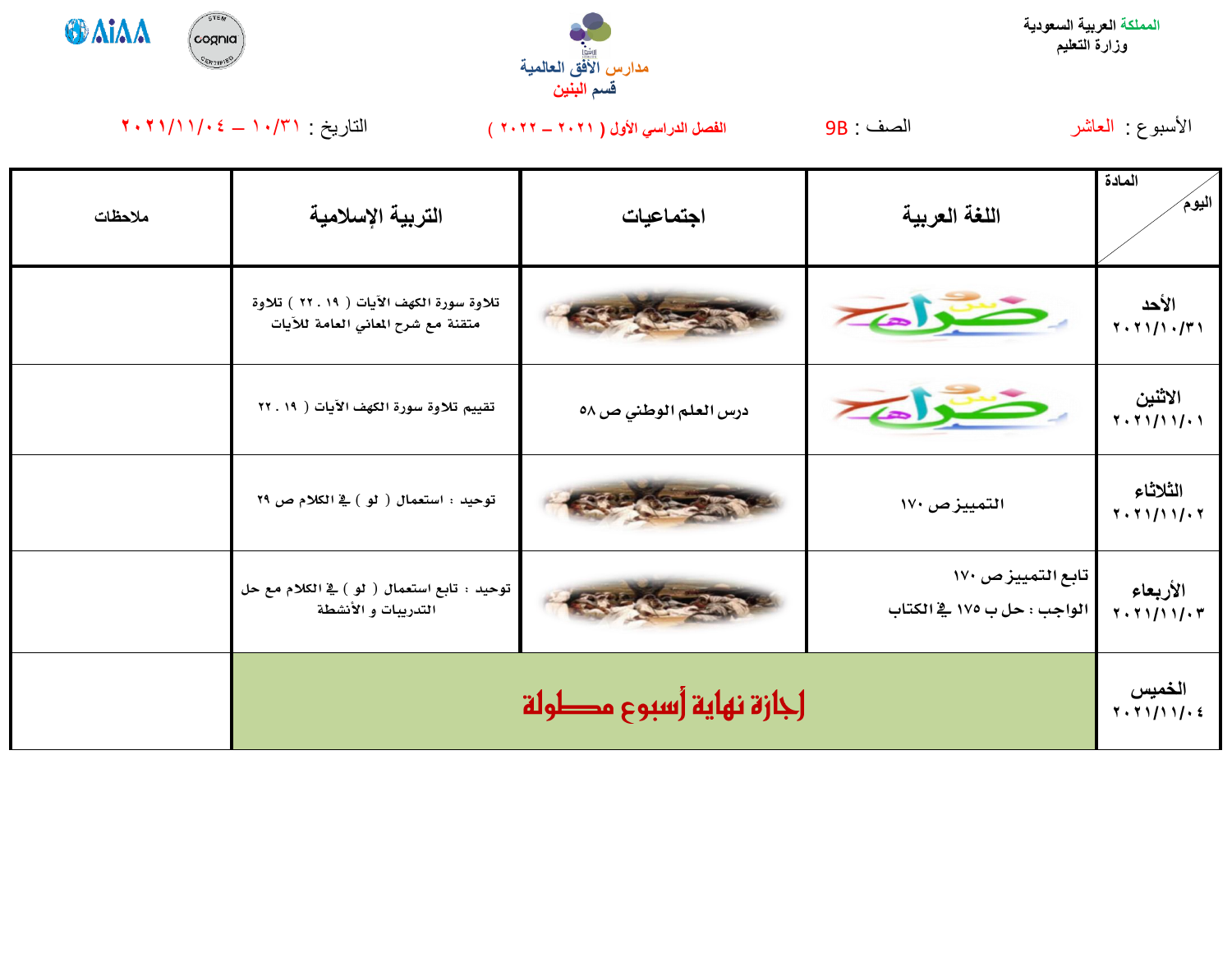المملكة العربية السعودية
وزارة التعليم

مدارس الأفق العالمية
قسم البنين

الأسبوع : العاشر　　الصف : 9B　　الفصل الدراسي الأول ( ٢٠٢١ – ٢٠٢٢ )　　التاريخ : ١٠/٣١ – ٢٠٢١/١١/٠٤

| المادة / اليوم | اللغة العربية | اجتماعيات | التربية الإسلامية | ملاحظات |
|---|---|---|---|---|
| الأحد ٢٠٢١/١٠/٣١ | | | تلاوة سورة الكهف الآيات ( ١٩ . ٢٢ ) تلاوة متقنة مع شرح المعاني العامة للآيات | |
| الاثنين ٢٠٢١/١١/٠١ | | درس العلم الوطني ص ٥٨ | تقييم تلاوة سورة الكهف الآيات ( ١٩ . ٢٢ | |
| الثلاثاء ٢٠٢١/١١/٠٢ | التمييز ص ١٧٠ | | توحيد : استعمال ( لو ) في الكلام ص ٢٩ | |
| الأربعاء ٢٠٢١/١١/٠٣ | تابع التمييز ص ١٧٠ الواجب : حل ب ١٧٥ في الكتاب | | توحيد : تابع استعمال ( لو ) في الكلام مع حل التدريبات و الأنشطة | |
| الخميس ٢٠٢١/١١/٠٤ | إجازة نهاية أسبوع مطولة | | | |